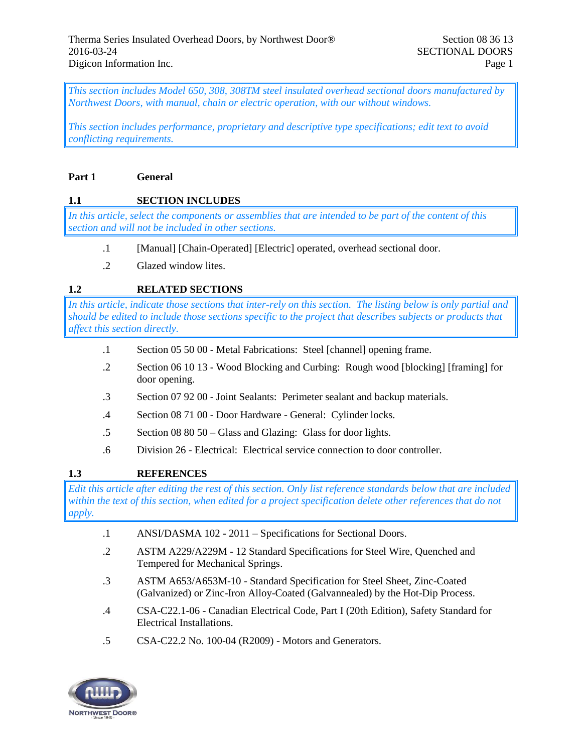*This section includes Model 650, 308, 308TM steel insulated overhead sectional doors manufactured by Northwest Doors, with manual, chain or electric operation, with our without windows.*

*This section includes performance, proprietary and descriptive type specifications; edit text to avoid conflicting requirements.*

## Part 1 General

### 1.1 SECTION INCLUDES

*In this article, select the components or assemblies that are intended to be part of the content of this section and will not be included in other sections.*

.1 [Manual] [Chain-Operated] [Electric] operated, overhead sectional door.

.2 Glazed window lites.

### 1.2 RELATED SECTIONS

*In this article, indicate those sections that inter-rely on this section. The listing below is only partial and should be edited to include those sections specific to the project that describes subjects or products that affect this section directly.*

.1 Section 05 50 00 - Metal Fabrications: Steel [channel] opening frame.

.2 Section 06 10 13 - Wood Blocking and Curbing: Rough wood [blocking] [framing] for door opening.

.3 Section 07 92 00 - Joint Sealants: Perimeter sealant and backup materials.

.4 Section 08 71 00 - Door Hardware - General: Cylinder locks.

.5 Section 08 80 50 – Glass and Glazing: Glass for door lights.

.6 Division 26 - Electrical: Electrical service connection to door controller.

### 1.3 REFERENCES

*Edit this article after editing the rest of this section. Only list reference standards below that are included within the text of this section, when edited for a project specification delete other references that do not apply.*

.1 ANSI/DASMA 102 - 2011 – Specifications for Sectional Doors.

.2 ASTM A229/A229M - 12 Standard Specifications for Steel Wire, Quenched and Tempered for Mechanical Springs.

.3 ASTM A653/A653M-10 - Standard Specification for Steel Sheet, Zinc-Coated (Galvanized) or Zinc-Iron Alloy-Coated (Galvannealed) by the Hot-Dip Process.

.4 CSA-C22.1-06 - Canadian Electrical Code, Part I (20th Edition), Safety Standard for Electrical Installations.

.5 CSA-C22.2 No. 100-04 (R2009) - Motors and Generators.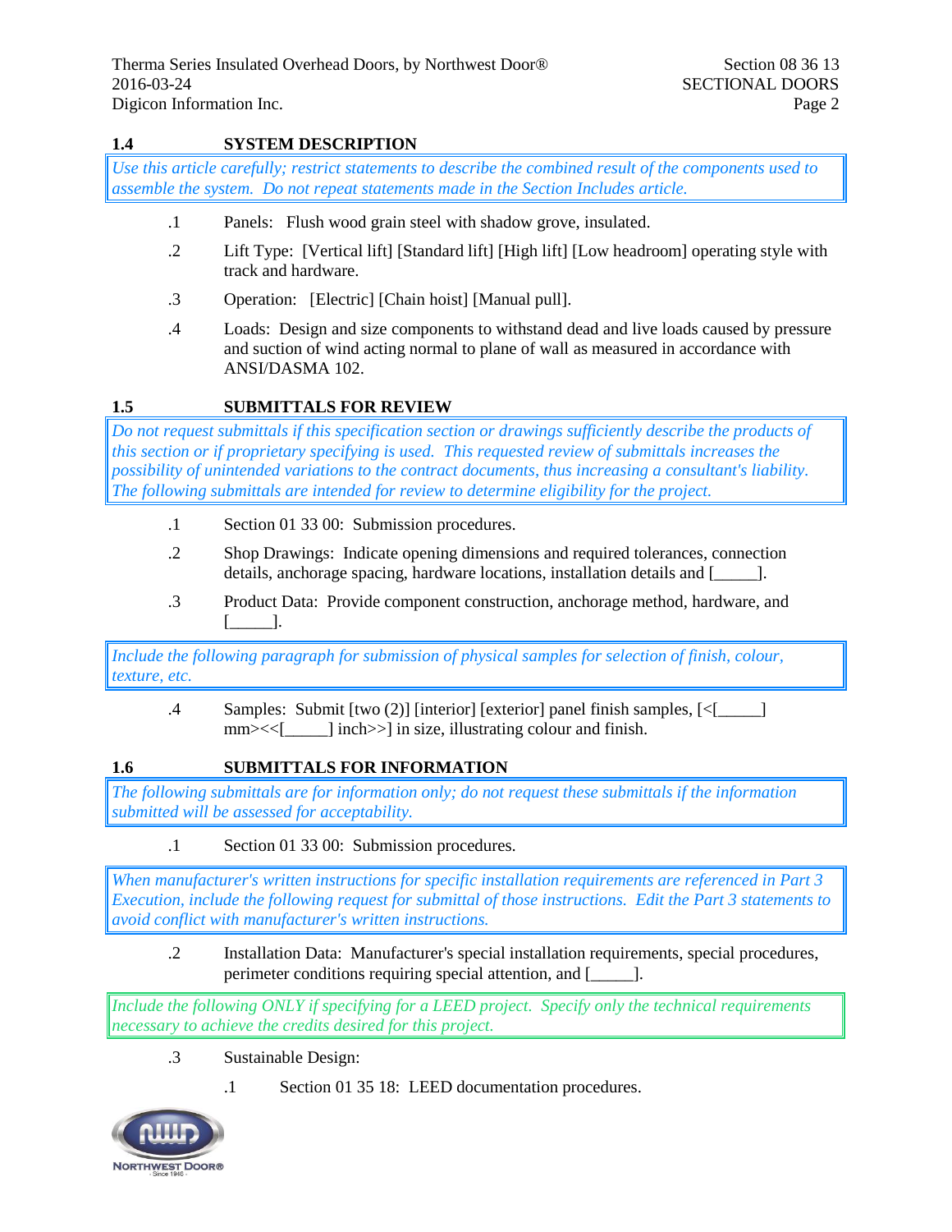## 1.4 SYSTEM DESCRIPTION

*Use this article carefully; restrict statements to describe the combined result of the components used to assemble the system. Do not repeat statements made in the Section Includes article.*

.1 Panels: Flush wood grain steel with shadow grove, insulated.

.2 Lift Type: [Vertical lift] [Standard lift] [High lift] [Low headroom] operating style with track and hardware.

.3 Operation: [Electric] [Chain hoist] [Manual pull].

.4 Loads: Design and size components to withstand dead and live loads caused by pressure and suction of wind acting normal to plane of wall as measured in accordance with ANSI/DASMA 102.

## 1.5 SUBMITTALS FOR REVIEW

*Do not request submittals if this specification section or drawings sufficiently describe the products of this section or if proprietary specifying is used. This requested review of submittals increases the possibility of unintended variations to the contract documents, thus increasing a consultant's liability. The following submittals are intended for review to determine eligibility for the project.*

.1 Section 01 33 00: Submission procedures.

.2 Shop Drawings: Indicate opening dimensions and required tolerances, connection details, anchorage spacing, hardware locations, installation details and [_____].

.3 Product Data: Provide component construction, anchorage method, hardware, and [_____].

*Include the following paragraph for submission of physical samples for selection of finish, colour, texture, etc.*

.4 Samples: Submit [two (2)] [interior] [exterior] panel finish samples, [<[_____] mm><<[_____] inch>>] in size, illustrating colour and finish.

## 1.6 SUBMITTALS FOR INFORMATION

*The following submittals are for information only; do not request these submittals if the information submitted will be assessed for acceptability.*

.1 Section 01 33 00: Submission procedures.

*When manufacturer's written instructions for specific installation requirements are referenced in Part 3 Execution, include the following request for submittal of those instructions. Edit the Part 3 statements to avoid conflict with manufacturer's written instructions.*

.2 Installation Data: Manufacturer's special installation requirements, special procedures, perimeter conditions requiring special attention, and [_____].

*Include the following ONLY if specifying for a LEED project. Specify only the technical requirements necessary to achieve the credits desired for this project.*

.3 Sustainable Design:

  .1 Section 01 35 18: LEED documentation procedures.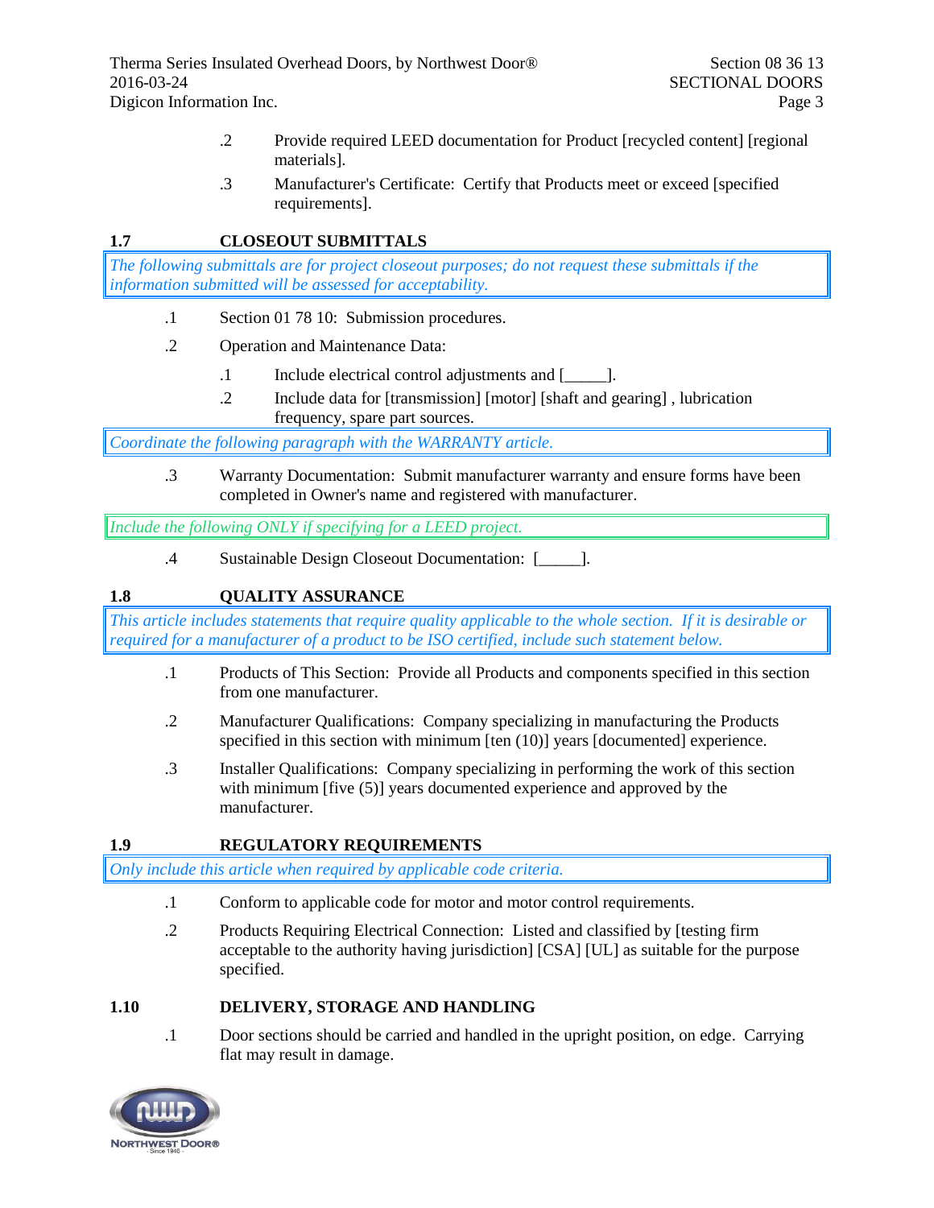.2 Provide required LEED documentation for Product [recycled content] [regional materials].

.3 Manufacturer's Certificate: Certify that Products meet or exceed [specified requirements].

## 1.7 CLOSEOUT SUBMITTALS

*The following submittals are for project closeout purposes; do not request these submittals if the information submitted will be assessed for acceptability.*

.1 Section 01 78 10: Submission procedures.

.2 Operation and Maintenance Data:

.1 Include electrical control adjustments and [_____].

.2 Include data for [transmission] [motor] [shaft and gearing] , lubrication frequency, spare part sources.

*Coordinate the following paragraph with the WARRANTY article.*

.3 Warranty Documentation: Submit manufacturer warranty and ensure forms have been completed in Owner's name and registered with manufacturer.

*Include the following ONLY if specifying for a LEED project.*

.4 Sustainable Design Closeout Documentation: [_____].

## 1.8 QUALITY ASSURANCE

*This article includes statements that require quality applicable to the whole section. If it is desirable or required for a manufacturer of a product to be ISO certified, include such statement below.*

.1 Products of This Section: Provide all Products and components specified in this section from one manufacturer.

.2 Manufacturer Qualifications: Company specializing in manufacturing the Products specified in this section with minimum [ten (10)] years [documented] experience.

.3 Installer Qualifications: Company specializing in performing the work of this section with minimum [five (5)] years documented experience and approved by the manufacturer.

## 1.9 REGULATORY REQUIREMENTS

*Only include this article when required by applicable code criteria.*

.1 Conform to applicable code for motor and motor control requirements.

.2 Products Requiring Electrical Connection: Listed and classified by [testing firm acceptable to the authority having jurisdiction] [CSA] [UL] as suitable for the purpose specified.

## 1.10 DELIVERY, STORAGE AND HANDLING

.1 Door sections should be carried and handled in the upright position, on edge. Carrying flat may result in damage.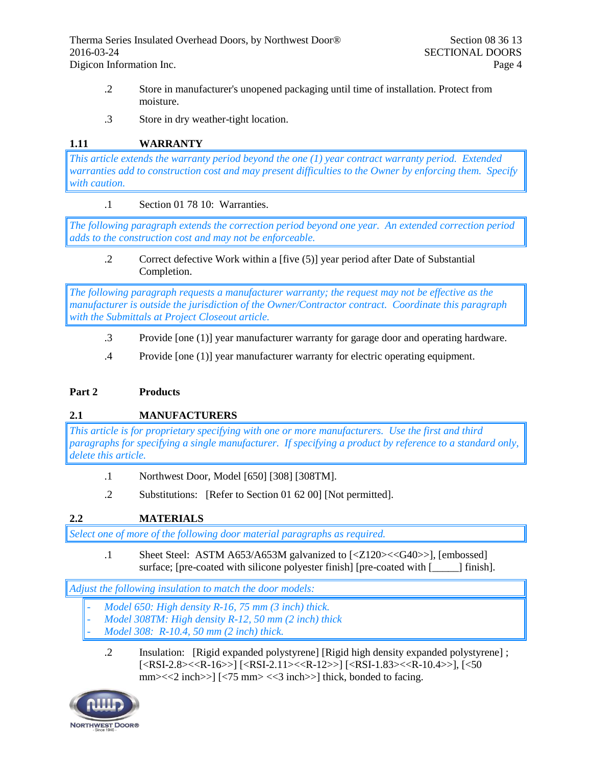.2 Store in manufacturer's unopened packaging until time of installation. Protect from moisture.

.3 Store in dry weather-tight location.

### 1.11 WARRANTY

*This article extends the warranty period beyond the one (1) year contract warranty period. Extended warranties add to construction cost and may present difficulties to the Owner by enforcing them. Specify with caution.*

.1 Section 01 78 10: Warranties.

*The following paragraph extends the correction period beyond one year. An extended correction period adds to the construction cost and may not be enforceable.*

.2 Correct defective Work within a [five (5)] year period after Date of Substantial Completion.

*The following paragraph requests a manufacturer warranty; the request may not be effective as the manufacturer is outside the jurisdiction of the Owner/Contractor contract. Coordinate this paragraph with the Submittals at Project Closeout article.*

.3 Provide [one (1)] year manufacturer warranty for garage door and operating hardware.

.4 Provide [one (1)] year manufacturer warranty for electric operating equipment.

## Part 2 Products

### 2.1 MANUFACTURERS

*This article is for proprietary specifying with one or more manufacturers. Use the first and third paragraphs for specifying a single manufacturer. If specifying a product by reference to a standard only, delete this article.*

.1 Northwest Door, Model [650] [308] [308TM].

.2 Substitutions: [Refer to Section 01 62 00] [Not permitted].

### 2.2 MATERIALS

*Select one of more of the following door material paragraphs as required.*

.1 Sheet Steel: ASTM A653/A653M galvanized to [<Z120><<G40>>], [embossed] surface; [pre-coated with silicone polyester finish] [pre-coated with [_____] finish].

*Adjust the following insulation to match the door models:*

- *Model 650: High density R-16, 75 mm (3 inch) thick.*
- *Model 308TM: High density R-12, 50 mm (2 inch) thick*
- *Model 308: R-10.4, 50 mm (2 inch) thick.*

.2 Insulation: [Rigid expanded polystyrene] [Rigid high density expanded polystyrene] ; [<RSI-2.8><<R-16>>] [<RSI-2.11><<R-12>>] [<RSI-1.83><<R-10.4>>], [<50 mm><<2 inch>>] [<75 mm> <<3 inch>>] thick, bonded to facing.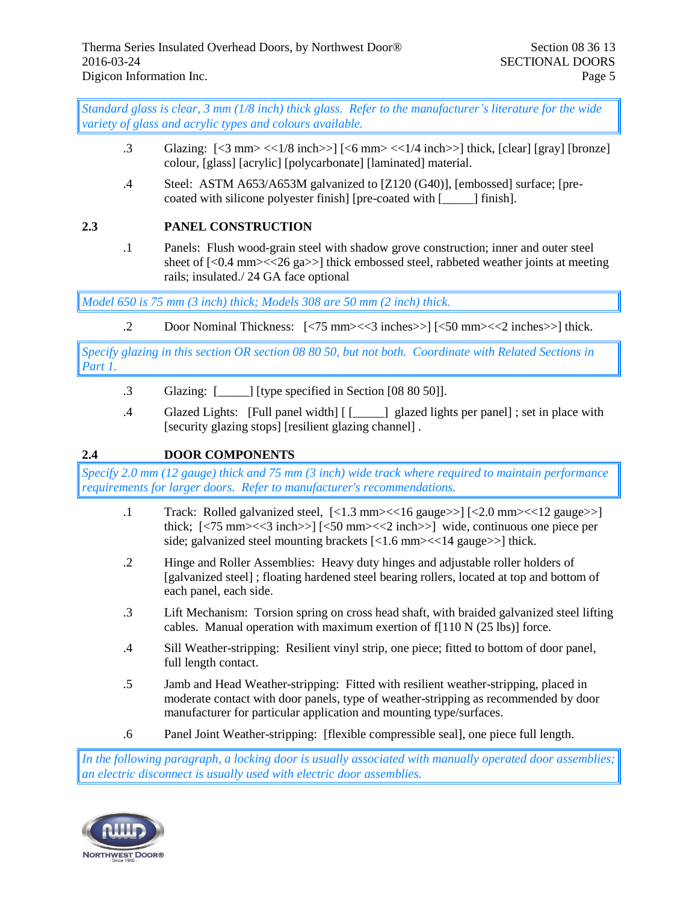*Standard glass is clear, 3 mm (1/8 inch) thick glass. Refer to the manufacturer's literature for the wide variety of glass and acrylic types and colours available.*

.3 Glazing: [<3 mm> <<1/8 inch>>] [<6 mm> <<1/4 inch>>] thick, [clear] [gray] [bronze] colour, [glass] [acrylic] [polycarbonate] [laminated] material.

.4 Steel: ASTM A653/A653M galvanized to [Z120 (G40)], [embossed] surface; [pre-coated with silicone polyester finish] [pre-coated with [_____] finish].

## 2.3 PANEL CONSTRUCTION

.1 Panels: Flush wood-grain steel with shadow grove construction; inner and outer steel sheet of [<0.4 mm><<26 ga>>] thick embossed steel, rabbeted weather joints at meeting rails; insulated./ 24 GA face optional

*Model 650 is 75 mm (3 inch) thick; Models 308 are 50 mm (2 inch) thick.*

.2 Door Nominal Thickness: [<75 mm><<3 inches>>] [<50 mm><<2 inches>>] thick.

*Specify glazing in this section OR section 08 80 50, but not both. Coordinate with Related Sections in Part 1.*

.3 Glazing: [_____] [type specified in Section [08 80 50]].

.4 Glazed Lights: [Full panel width] [ [_____] glazed lights per panel] ; set in place with [security glazing stops] [resilient glazing channel] .

## 2.4 DOOR COMPONENTS

*Specify 2.0 mm (12 gauge) thick and 75 mm (3 inch) wide track where required to maintain performance requirements for larger doors. Refer to manufacturer's recommendations.*

.1 Track: Rolled galvanized steel, [<1.3 mm><<16 gauge>>] [<2.0 mm><<12 gauge>>] thick; [<75 mm><<3 inch>>] [<50 mm><<2 inch>>] wide, continuous one piece per side; galvanized steel mounting brackets [<1.6 mm><<14 gauge>>] thick.

.2 Hinge and Roller Assemblies: Heavy duty hinges and adjustable roller holders of [galvanized steel] ; floating hardened steel bearing rollers, located at top and bottom of each panel, each side.

.3 Lift Mechanism: Torsion spring on cross head shaft, with braided galvanized steel lifting cables. Manual operation with maximum exertion of f[110 N (25 lbs)] force.

.4 Sill Weather-stripping: Resilient vinyl strip, one piece; fitted to bottom of door panel, full length contact.

.5 Jamb and Head Weather-stripping: Fitted with resilient weather-stripping, placed in moderate contact with door panels, type of weather-stripping as recommended by door manufacturer for particular application and mounting type/surfaces.

.6 Panel Joint Weather-stripping: [flexible compressible seal], one piece full length.

*In the following paragraph, a locking door is usually associated with manually operated door assemblies; an electric disconnect is usually used with electric door assemblies.*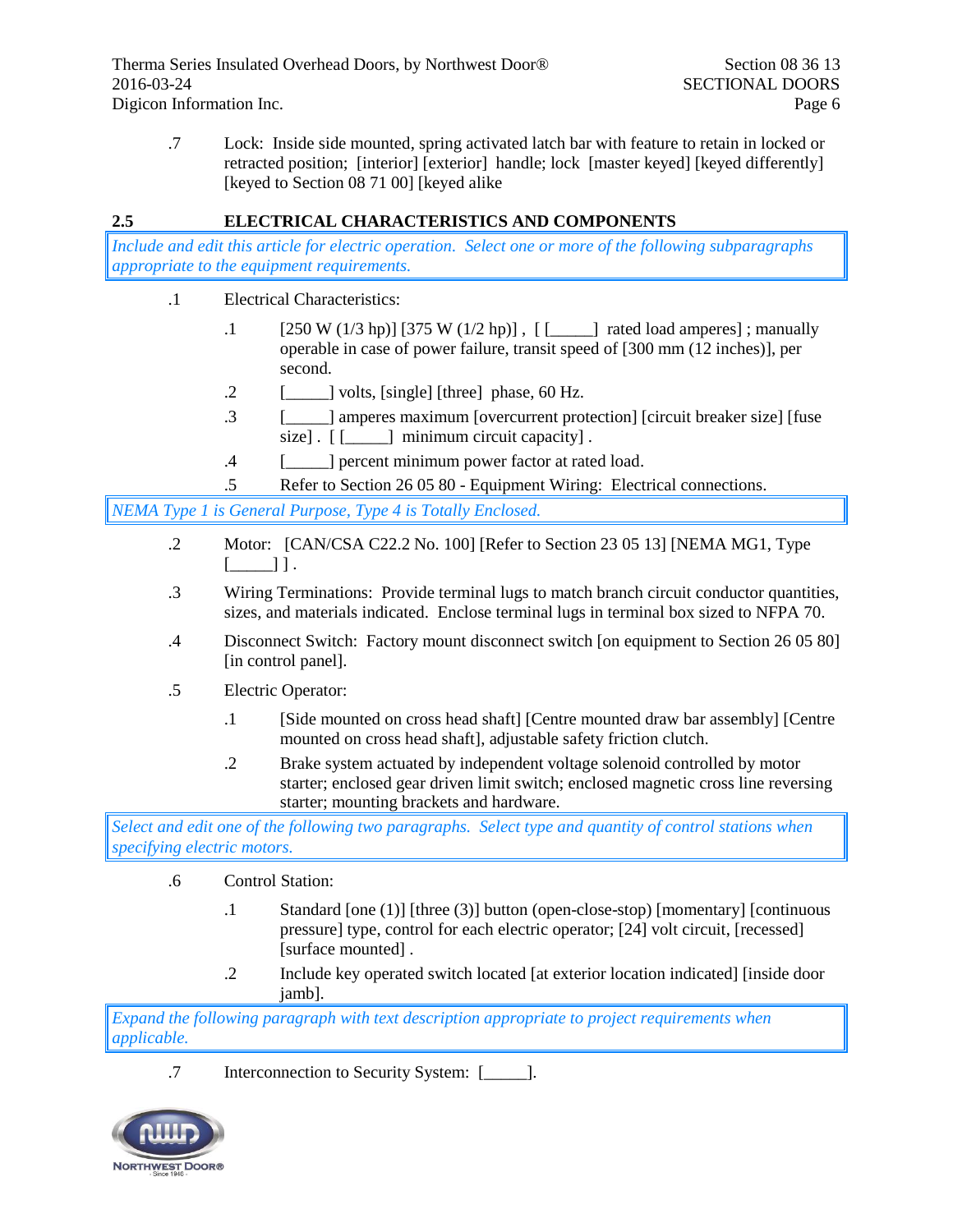.7 Lock: Inside side mounted, spring activated latch bar with feature to retain in locked or retracted position; [interior] [exterior] handle; lock [master keyed] [keyed differently] [keyed to Section 08 71 00] [keyed alike

## 2.5 ELECTRICAL CHARACTERISTICS AND COMPONENTS

*Include and edit this article for electric operation. Select one or more of the following subparagraphs appropriate to the equipment requirements.*

.1 Electrical Characteristics:

.1 [250 W (1/3 hp)] [375 W (1/2 hp)] , [ [_____] rated load amperes] ; manually operable in case of power failure, transit speed of [300 mm (12 inches)], per second.

.2 [_____] volts, [single] [three] phase, 60 Hz.

.3 [_____] amperes maximum [overcurrent protection] [circuit breaker size] [fuse size] . [ [_____] minimum circuit capacity] .

.4 [_____] percent minimum power factor at rated load.

.5 Refer to Section 26 05 80 - Equipment Wiring: Electrical connections.

*NEMA Type 1 is General Purpose, Type 4 is Totally Enclosed.*

.2 Motor: [CAN/CSA C22.2 No. 100] [Refer to Section 23 05 13] [NEMA MG1, Type [_____] ] .

.3 Wiring Terminations: Provide terminal lugs to match branch circuit conductor quantities, sizes, and materials indicated. Enclose terminal lugs in terminal box sized to NFPA 70.

.4 Disconnect Switch: Factory mount disconnect switch [on equipment to Section 26 05 80] [in control panel].

.5 Electric Operator:

.1 [Side mounted on cross head shaft] [Centre mounted draw bar assembly] [Centre mounted on cross head shaft], adjustable safety friction clutch.

.2 Brake system actuated by independent voltage solenoid controlled by motor starter; enclosed gear driven limit switch; enclosed magnetic cross line reversing starter; mounting brackets and hardware.

*Select and edit one of the following two paragraphs. Select type and quantity of control stations when specifying electric motors.*

.6 Control Station:

.1 Standard [one (1)] [three (3)] button (open-close-stop) [momentary] [continuous pressure] type, control for each electric operator; [24] volt circuit, [recessed] [surface mounted] .

.2 Include key operated switch located [at exterior location indicated] [inside door jamb].

*Expand the following paragraph with text description appropriate to project requirements when applicable.*

.7 Interconnection to Security System: [_____].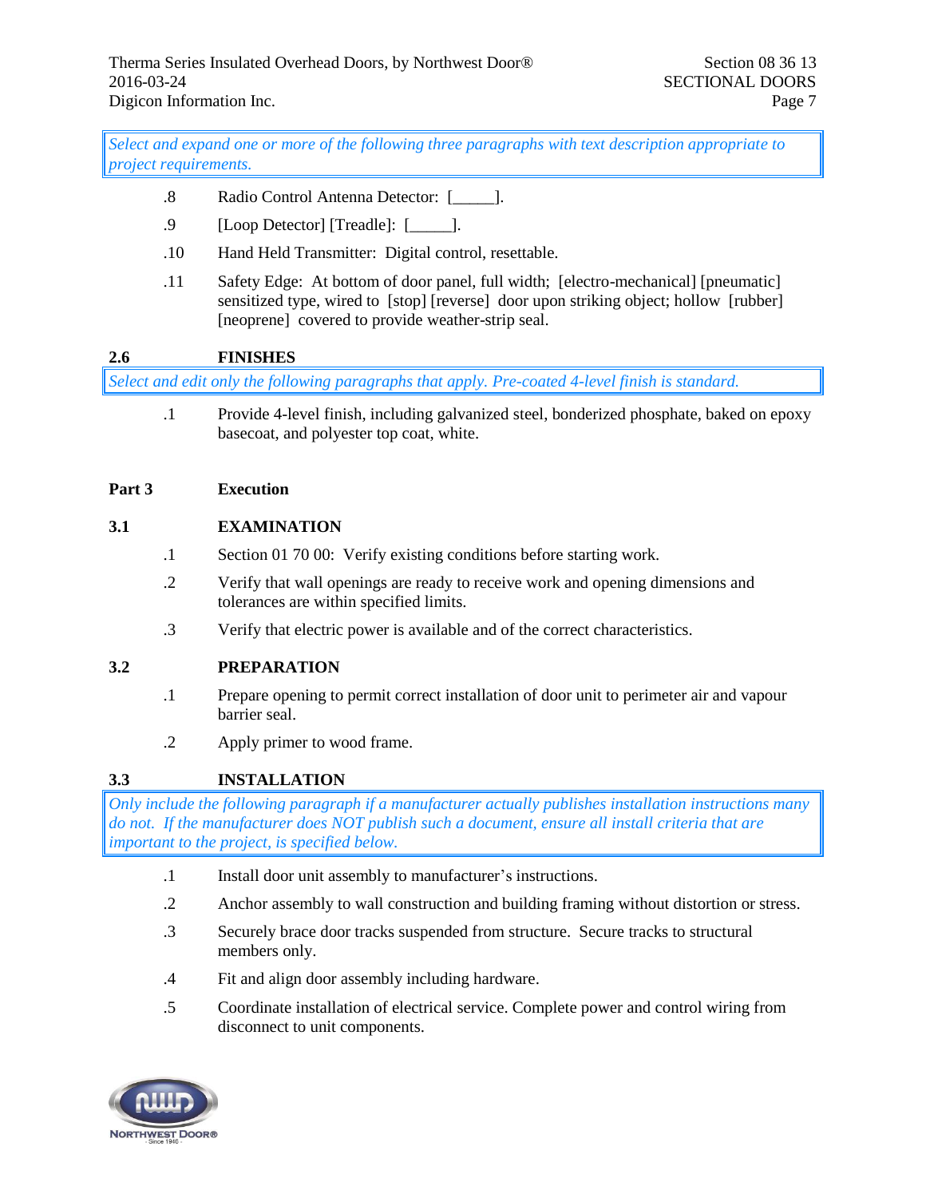*Select and expand one or more of the following three paragraphs with text description appropriate to project requirements.*

.8 Radio Control Antenna Detector: [_____].

.9 [Loop Detector] [Treadle]: [_____].

.10 Hand Held Transmitter: Digital control, resettable.

.11 Safety Edge: At bottom of door panel, full width; [electro-mechanical] [pneumatic] sensitized type, wired to [stop] [reverse] door upon striking object; hollow [rubber] [neoprene] covered to provide weather-strip seal.

### 2.6 FINISHES

*Select and edit only the following paragraphs that apply. Pre-coated 4-level finish is standard.*

.1 Provide 4-level finish, including galvanized steel, bonderized phosphate, baked on epoxy basecoat, and polyester top coat, white.

## Part 3 Execution

### 3.1 EXAMINATION

.1 Section 01 70 00: Verify existing conditions before starting work.

.2 Verify that wall openings are ready to receive work and opening dimensions and tolerances are within specified limits.

.3 Verify that electric power is available and of the correct characteristics.

### 3.2 PREPARATION

.1 Prepare opening to permit correct installation of door unit to perimeter air and vapour barrier seal.

.2 Apply primer to wood frame.

### 3.3 INSTALLATION

*Only include the following paragraph if a manufacturer actually publishes installation instructions many do not. If the manufacturer does NOT publish such a document, ensure all install criteria that are important to the project, is specified below.*

.1 Install door unit assembly to manufacturer's instructions.

.2 Anchor assembly to wall construction and building framing without distortion or stress.

.3 Securely brace door tracks suspended from structure. Secure tracks to structural members only.

.4 Fit and align door assembly including hardware.

.5 Coordinate installation of electrical service. Complete power and control wiring from disconnect to unit components.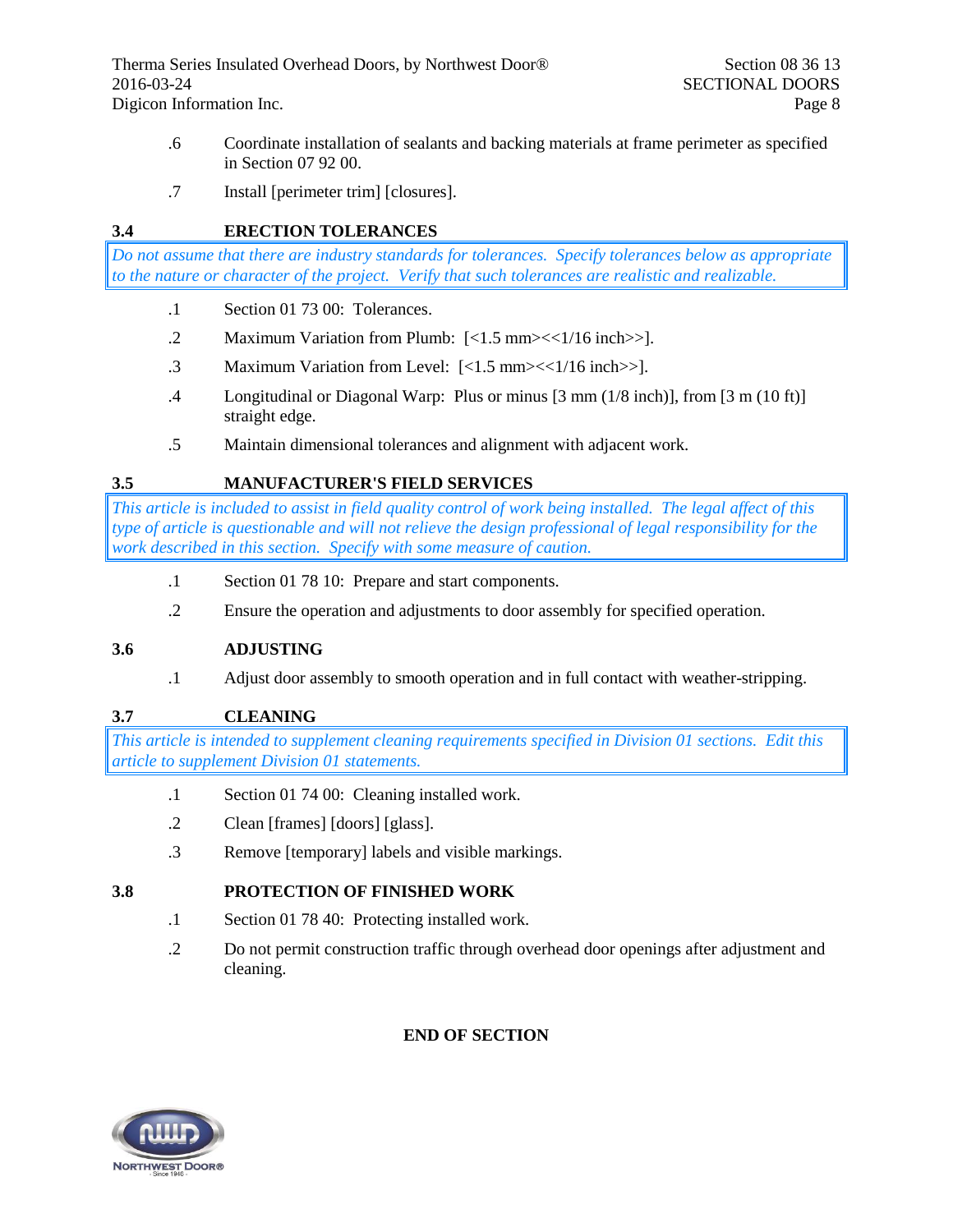.6 Coordinate installation of sealants and backing materials at frame perimeter as specified in Section 07 92 00.

.7 Install [perimeter trim] [closures].

### 3.4 ERECTION TOLERANCES

*Do not assume that there are industry standards for tolerances. Specify tolerances below as appropriate to the nature or character of the project. Verify that such tolerances are realistic and realizable.*

.1 Section 01 73 00: Tolerances.

.2 Maximum Variation from Plumb: [<1.5 mm><<1/16 inch>>].

.3 Maximum Variation from Level: [<1.5 mm><<1/16 inch>>].

.4 Longitudinal or Diagonal Warp: Plus or minus [3 mm (1/8 inch)], from [3 m (10 ft)] straight edge.

.5 Maintain dimensional tolerances and alignment with adjacent work.

### 3.5 MANUFACTURER'S FIELD SERVICES

*This article is included to assist in field quality control of work being installed. The legal affect of this type of article is questionable and will not relieve the design professional of legal responsibility for the work described in this section. Specify with some measure of caution.*

.1 Section 01 78 10: Prepare and start components.

.2 Ensure the operation and adjustments to door assembly for specified operation.

### 3.6 ADJUSTING

.1 Adjust door assembly to smooth operation and in full contact with weather-stripping.

### 3.7 CLEANING

*This article is intended to supplement cleaning requirements specified in Division 01 sections. Edit this article to supplement Division 01 statements.*

.1 Section 01 74 00: Cleaning installed work.

.2 Clean [frames] [doors] [glass].

.3 Remove [temporary] labels and visible markings.

### 3.8 PROTECTION OF FINISHED WORK

.1 Section 01 78 40: Protecting installed work.

.2 Do not permit construction traffic through overhead door openings after adjustment and cleaning.

**END OF SECTION**